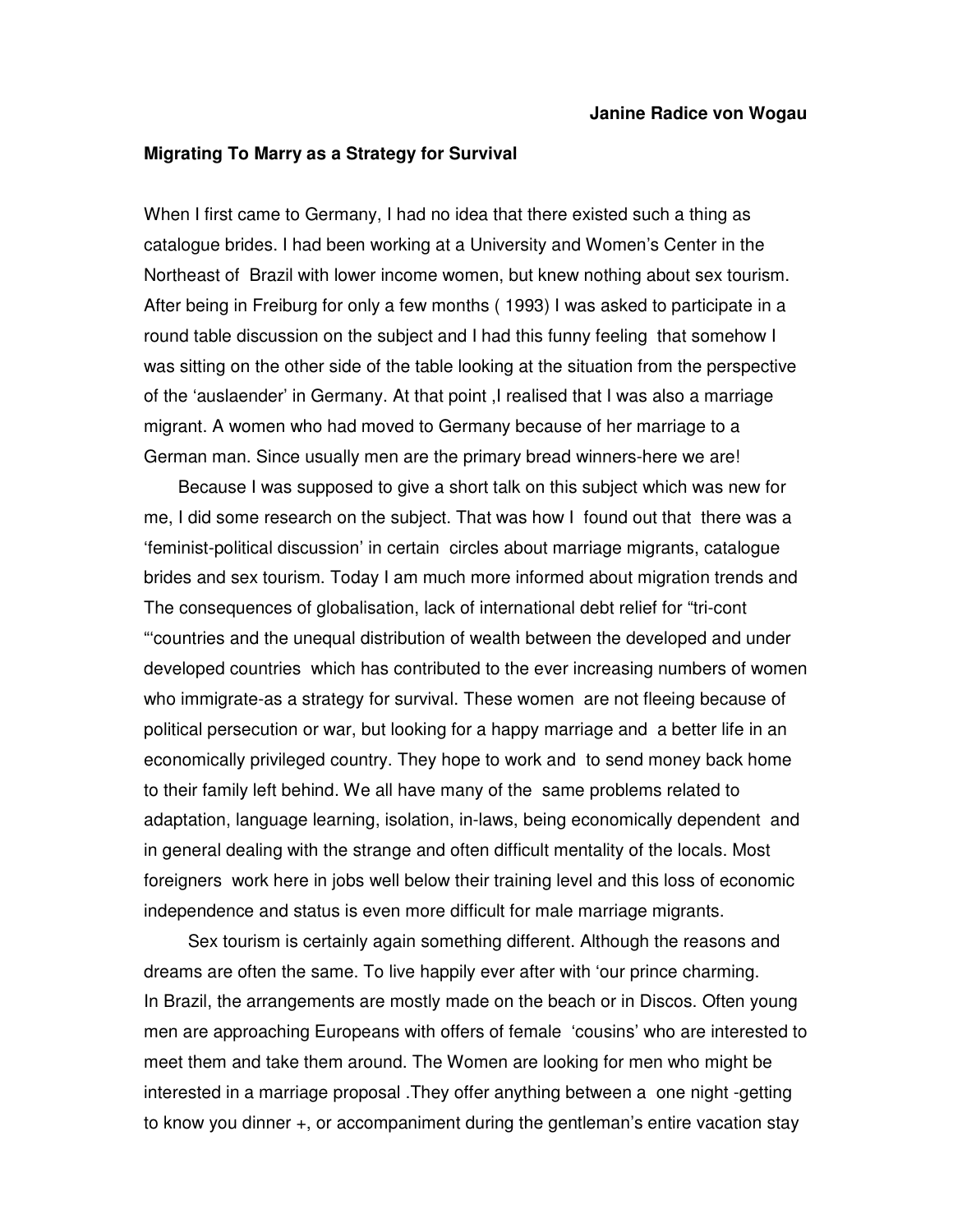**Janine Radice von Wogau**

**Migrating To Marry as a Strategy for Survival**

When I first came to Germany, I had no idea that there existed such a thing as catalogue brides. I had been working at a University and Women's Center in the Northeast of Brazil with lower income women, but knew nothing about sex tourism. After being in Freiburg for only a few months ( 1993) I was asked to participate in a round table discussion on the subject and I had this funny feeling that somehow I was sitting on the other side of the table looking at the situation from the perspective of the 'auslaender' in Germany. At that point ,I realised that I was also a marriage migrant. A women who had moved to Germany because of her marriage to a German man. Since usually men are the primary bread winners-here we are!

Because I was supposed to give a short talk on this subject which was new for me, I did some research on the subject. That was how I found out that there was a 'feminist-political discussion' in certain circles about marriage migrants, catalogue brides and sex tourism. Today I am much more informed about migration trends and The consequences of globalisation, lack of international debt relief for "tri-cont "'countries and the unequal distribution of wealth between the developed and under developed countries which has contributed to the ever increasing numbers of women who immigrate-as a strategy for survival. These women are not fleeing because of political persecution or war, but looking for a happy marriage and a better life in an economically privileged country. They hope to work and to send money back home to their family left behind. We all have many of the same problems related to adaptation, language learning, isolation, in-laws, being economically dependent and in general dealing with the strange and often difficult mentality of the locals. Most foreigners work here in jobs well below their training level and this loss of economic independence and status is even more difficult for male marriage migrants.

Sex tourism is certainly again something different. Although the reasons and dreams are often the same. To live happily ever after with 'our prince charming.
In Brazil, the arrangements are mostly made on the beach or in Discos. Often young men are approaching Europeans with offers of female 'cousins' who are interested to meet them and take them around. The Women are looking for men who might be interested in a marriage proposal .They offer anything between a one night -getting to know you dinner +, or accompaniment during the gentleman's entire vacation stay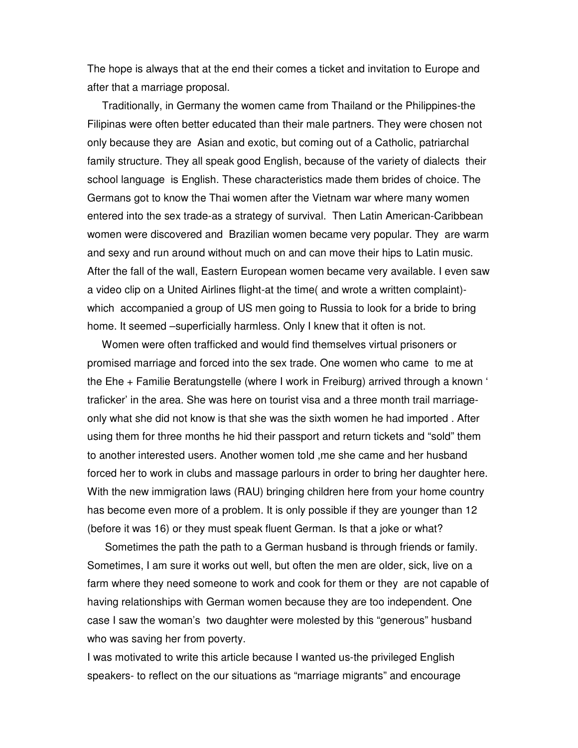The hope is always that at the end their comes a ticket and invitation to Europe and after that a marriage proposal.

Traditionally, in Germany the women came from Thailand or the Philippines-the Filipinas were often better educated than their male partners. They were chosen not only because they are Asian and exotic, but coming out of a Catholic, patriarchal family structure. They all speak good English, because of the variety of dialects their school language is English. These characteristics made them brides of choice. The Germans got to know the Thai women after the Vietnam war where many women entered into the sex trade-as a strategy of survival. Then Latin American-Caribbean women were discovered and Brazilian women became very popular. They are warm and sexy and run around without much on and can move their hips to Latin music. After the fall of the wall, Eastern European women became very available. I even saw a video clip on a United Airlines flight-at the time( and wrote a written complaint)-which accompanied a group of US men going to Russia to look for a bride to bring home. It seemed –superficially harmless. Only I knew that it often is not.

Women were often trafficked and would find themselves virtual prisoners or promised marriage and forced into the sex trade. One women who came to me at the Ehe + Familie Beratungstelle (where I work in Freiburg) arrived through a known ' traficker' in the area. She was here on tourist visa and a three month trail marriage-only what she did not know is that she was the sixth women he had imported . After using them for three months he hid their passport and return tickets and "sold" them to another interested users. Another women told ,me she came and her husband forced her to work in clubs and massage parlours in order to bring her daughter here. With the new immigration laws (RAU) bringing children here from your home country has become even more of a problem. It is only possible if they are younger than 12 (before it was 16) or they must speak fluent German. Is that a joke or what?

Sometimes the path the path to a German husband is through friends or family. Sometimes, I am sure it works out well, but often the men are older, sick, live on a farm where they need someone to work and cook for them or they are not capable of having relationships with German women because they are too independent. One case I saw the woman's two daughter were molested by this "generous" husband who was saving her from poverty.

I was motivated to write this article because I wanted us-the privileged English speakers- to reflect on the our situations as "marriage migrants" and encourage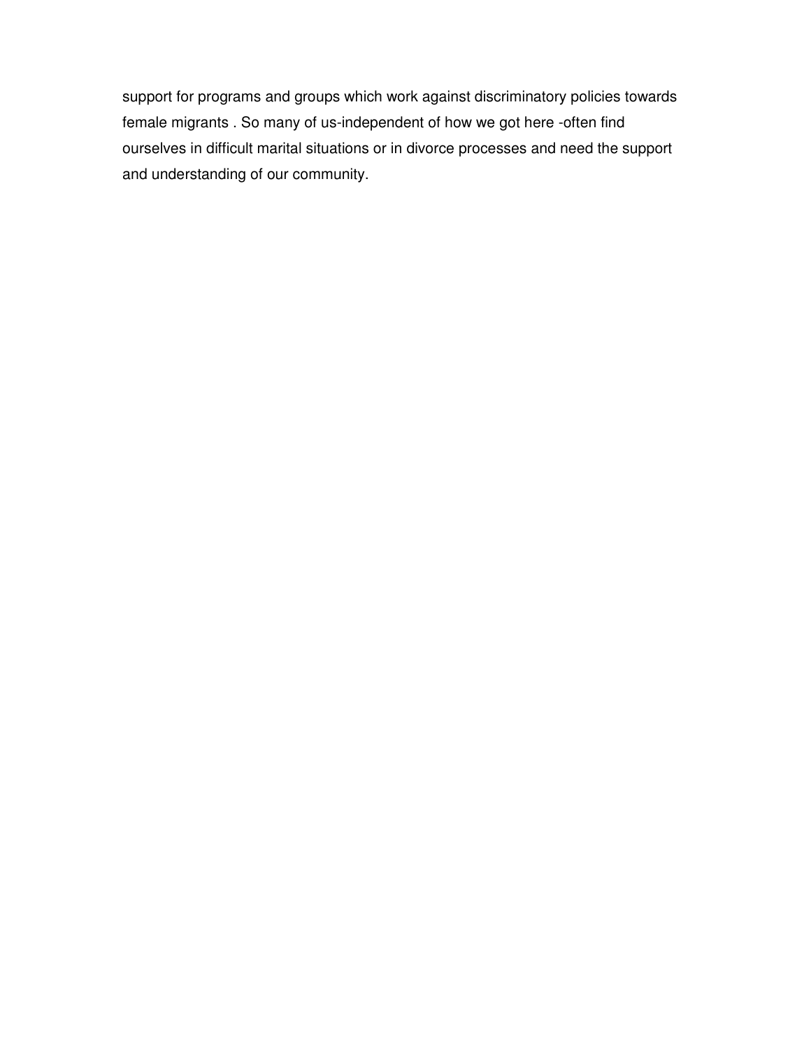support for programs and groups which work against discriminatory policies towards female migrants . So many of us-independent of how we got here -often find ourselves in difficult marital situations or in divorce processes and need the support and understanding of our community.